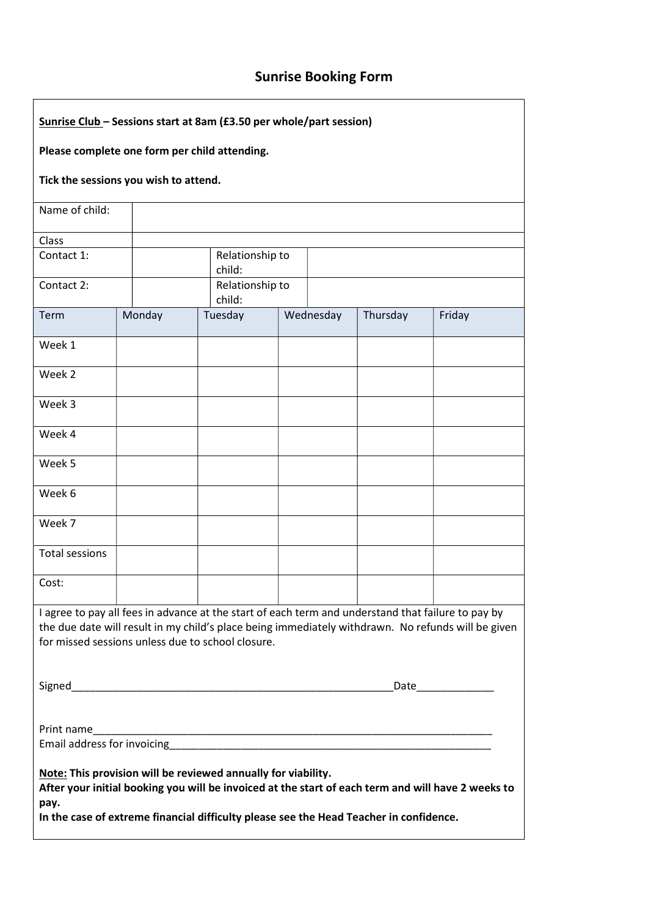# Sunrise Booking Form

**<u>Sunrise Club</u> – Sessions start at 8am (£3.50 per whole/part session)**

**Please complete one form per child attending.**

**Tick the sessions you wish to attend.**

| Name of child: | | | |
|---|---|---|---|
| Class | | | |
| Contact 1: | | Relationship to child: | |
| Contact 2: | | Relationship to child: | |

| Term | Monday | Tuesday | Wednesday | Thursday | Friday |
|---|---|---|---|---|---|
| Week 1 | | | | | |
| Week 2 | | | | | |
| Week 3 | | | | | |
| Week 4 | | | | | |
| Week 5 | | | | | |
| Week 6 | | | | | |
| Week 7 | | | | | |
| Total sessions | | | | | |
| Cost: | | | | | |

I agree to pay all fees in advance at the start of each term and understand that failure to pay by the due date will result in my child's place being immediately withdrawn. No refunds will be given for missed sessions unless due to school closure.

Signed_______________________________________________________Date_____________

Print name____________________________________________________________________

Email address for invoicing________________________________________________________

**<u>Note:</u> This provision will be reviewed annually for viability.**
**After your initial booking you will be invoiced at the start of each term and will have 2 weeks to pay.**
**In the case of extreme financial difficulty please see the Head Teacher in confidence.**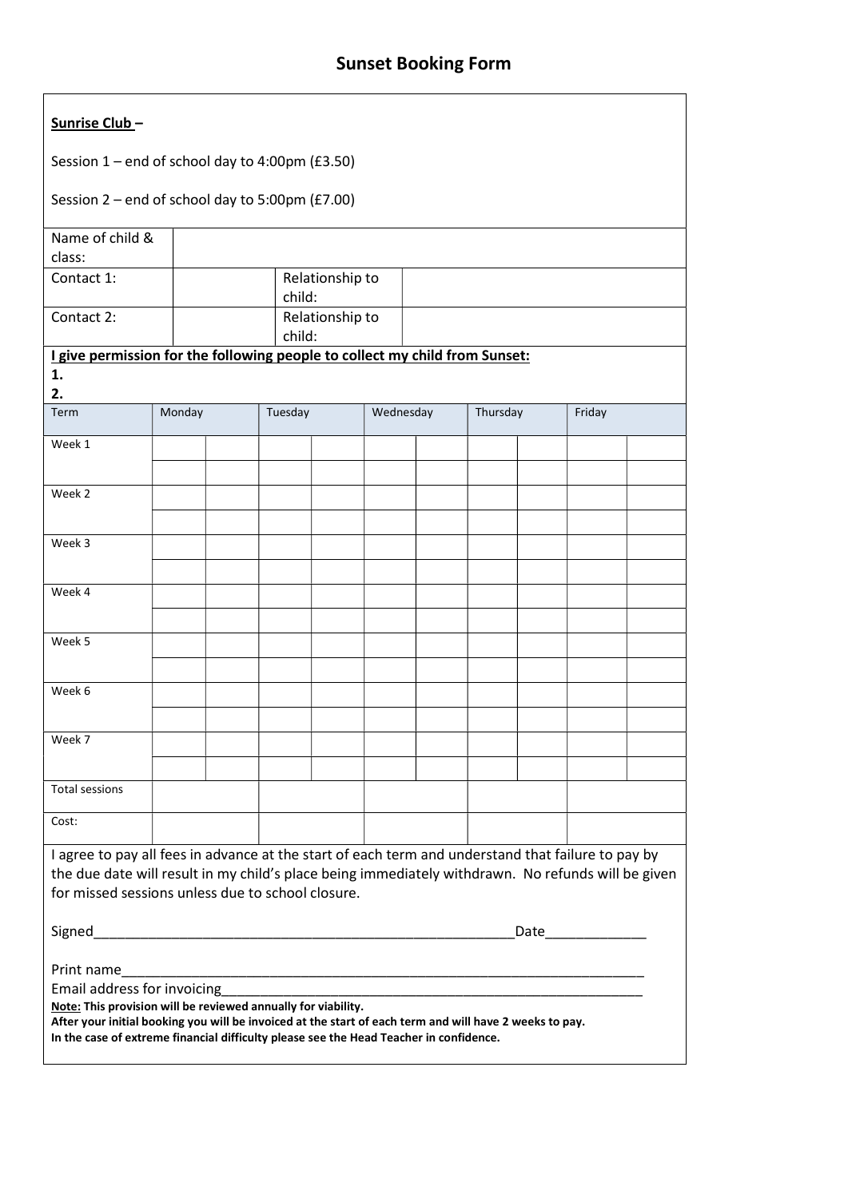# Sunset Booking Form

**Sunrise Club –**

Session 1 – end of school day to 4:00pm (£3.50)

Session 2 – end of school day to 5:00pm (£7.00)

| | | | |
|---|---|---|---|
| Name of child & class: | | | |
| Contact 1: | | Relationship to child: | |
| Contact 2: | | Relationship to child: | |

**I give permission for the following people to collect my child from Sunset:**

**1.**

**2.**

| Term | Monday | | Tuesday | | Wednesday | | Thursday | | Friday | |
|---|---|---|---|---|---|---|---|---|---|---|
| Week 1 | | | | | | | | | | |
| | | | | | | | | | | |
| Week 2 | | | | | | | | | | |
| | | | | | | | | | | |
| Week 3 | | | | | | | | | | |
| | | | | | | | | | | |
| Week 4 | | | | | | | | | | |
| | | | | | | | | | | |
| Week 5 | | | | | | | | | | |
| | | | | | | | | | | |
| Week 6 | | | | | | | | | | |
| | | | | | | | | | | |
| Week 7 | | | | | | | | | | |
| | | | | | | | | | | |
| Total sessions | | | | | | | | | | |
| Cost: | | | | | | | | | | |

I agree to pay all fees in advance at the start of each term and understand that failure to pay by the due date will result in my child's place being immediately withdrawn. No refunds will be given for missed sessions unless due to school closure.

Signed_______________________________________________________Date_____________

Print name____________________________________________________________________

Email address for invoicing_____________________________________________________

**Note: This provision will be reviewed annually for viability.**

**After your initial booking you will be invoiced at the start of each term and will have 2 weeks to pay.**

**In the case of extreme financial difficulty please see the Head Teacher in confidence.**